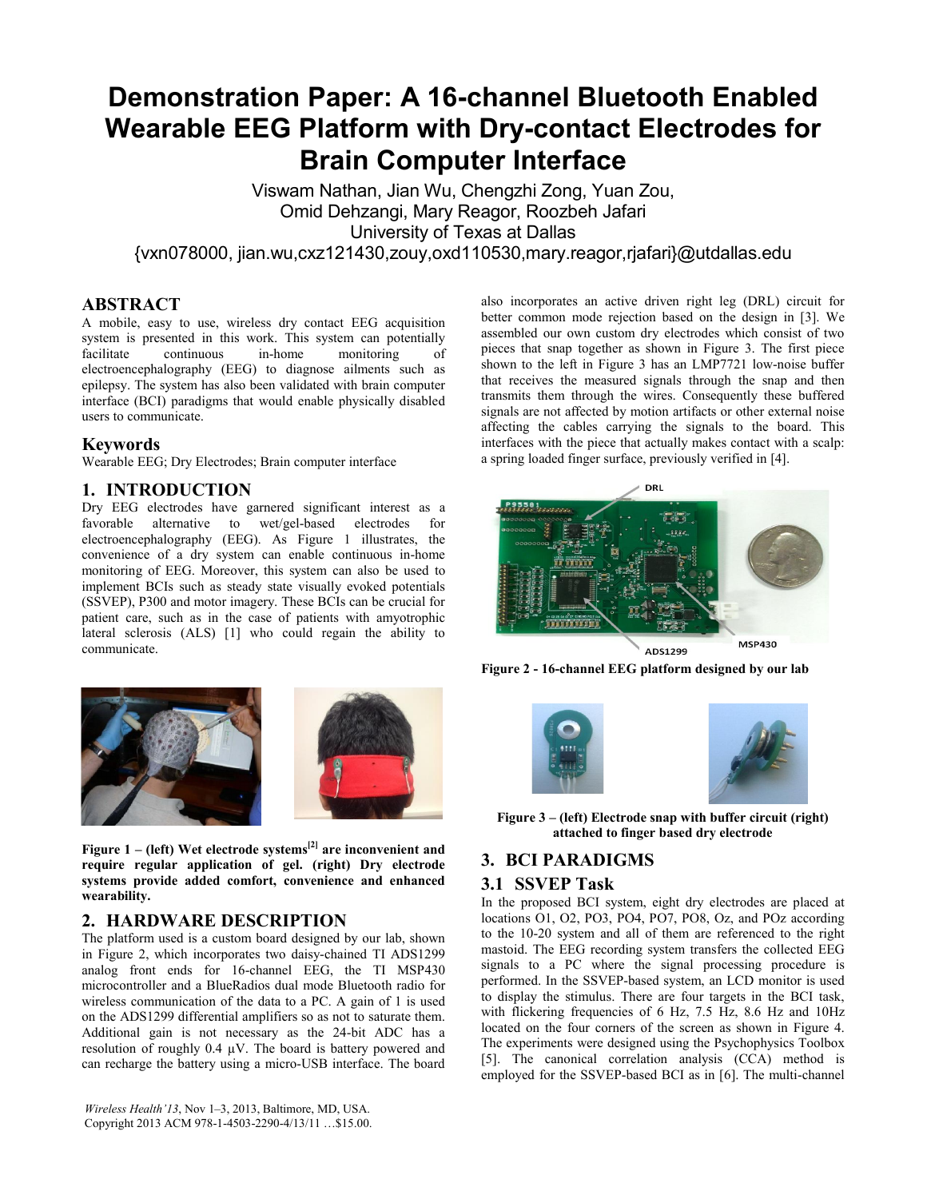# Demonstration Paper: A 16-channel Bluetooth Enabled Wearable EEG Platform with Dry-contact Electrodes for Brain Computer Interface

Viswam Nathan, Jian Wu, Chengzhi Zong, Yuan Zou,
Omid Dehzangi, Mary Reagor, Roozbeh Jafari
University of Texas at Dallas
{vxn078000, jian.wu,cxz121430,zouy,oxd110530,mary.reagor,rjafari}@utdallas.edu

## ABSTRACT

A mobile, easy to use, wireless dry contact EEG acquisition system is presented in this work. This system can potentially facilitate continuous in-home monitoring of electroencephalography (EEG) to diagnose ailments such as epilepsy. The system has also been validated with brain computer interface (BCI) paradigms that would enable physically disabled users to communicate.

## Keywords

Wearable EEG; Dry Electrodes; Brain computer interface

## 1. INTRODUCTION

Dry EEG electrodes have garnered significant interest as a favorable alternative to wet/gel-based electrodes for electroencephalography (EEG). As Figure 1 illustrates, the convenience of a dry system can enable continuous in-home monitoring of EEG. Moreover, this system can also be used to implement BCIs such as steady state visually evoked potentials (SSVEP), P300 and motor imagery. These BCIs can be crucial for patient care, such as in the case of patients with amyotrophic lateral sclerosis (ALS) [1] who could regain the ability to communicate.

**Figure 1 – (left) Wet electrode systems[2] are inconvenient and require regular application of gel. (right) Dry electrode systems provide added comfort, convenience and enhanced wearability.**

## 2. HARDWARE DESCRIPTION

The platform used is a custom board designed by our lab, shown in Figure 2, which incorporates two daisy-chained TI ADS1299 analog front ends for 16-channel EEG, the TI MSP430 microcontroller and a BlueRadios dual mode Bluetooth radio for wireless communication of the data to a PC. A gain of 1 is used on the ADS1299 differential amplifiers so as not to saturate them. Additional gain is not necessary as the 24-bit ADC has a resolution of roughly 0.4 µV. The board is battery powered and can recharge the battery using a micro-USB interface. The board also incorporates an active driven right leg (DRL) circuit for better common mode rejection based on the design in [3]. We assembled our own custom dry electrodes which consist of two pieces that snap together as shown in Figure 3. The first piece shown to the left in Figure 3 has an LMP7721 low-noise buffer that receives the measured signals through the snap and then transmits them through the wires. Consequently these buffered signals are not affected by motion artifacts or other external noise affecting the cables carrying the signals to the board. This interfaces with the piece that actually makes contact with a scalp: a spring loaded finger surface, previously verified in [4].

DRL

ADS1299

MSP430

**Figure 2 - 16-channel EEG platform designed by our lab**

**Figure 3 – (left) Electrode snap with buffer circuit (right) attached to finger based dry electrode**

## 3. BCI PARADIGMS

### 3.1 SSVEP Task

In the proposed BCI system, eight dry electrodes are placed at locations O1, O2, PO3, PO4, PO7, PO8, Oz, and POz according to the 10-20 system and all of them are referenced to the right mastoid. The EEG recording system transfers the collected EEG signals to a PC where the signal processing procedure is performed. In the SSVEP-based system, an LCD monitor is used to display the stimulus. There are four targets in the BCI task, with flickering frequencies of 6 Hz, 7.5 Hz, 8.6 Hz and 10Hz located on the four corners of the screen as shown in Figure 4. The experiments were designed using the Psychophysics Toolbox [5]. The canonical correlation analysis (CCA) method is employed for the SSVEP-based BCI as in [6]. The multi-channel

*Wireless Health'13*, Nov 1–3, 2013, Baltimore, MD, USA.
Copyright 2013 ACM 978-1-4503-2290-4/13/11 …$15.00.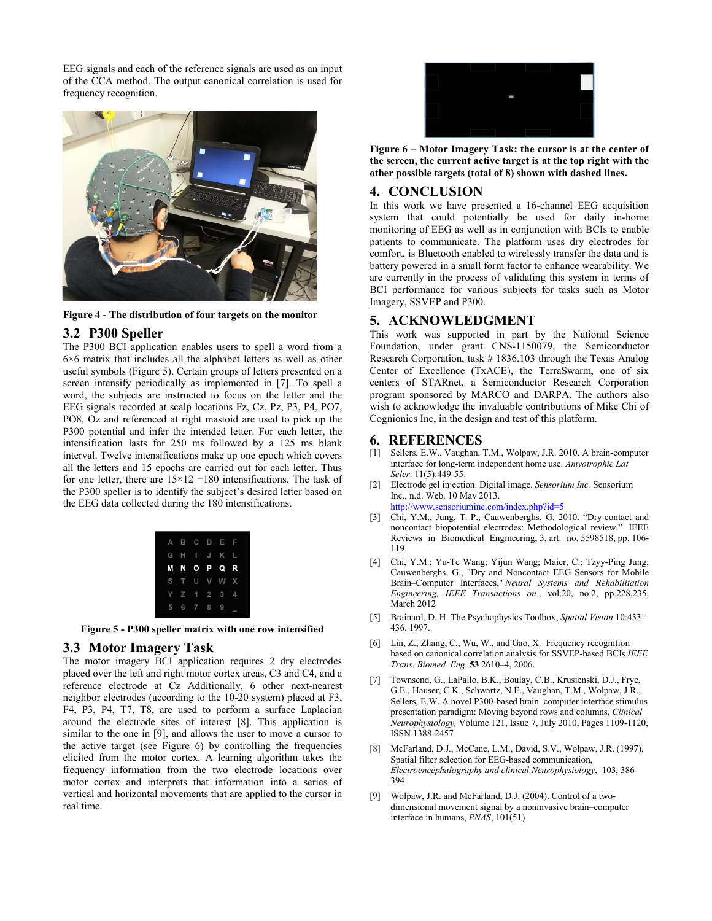EEG signals and each of the reference signals are used as an input of the CCA method. The output canonical correlation is used for frequency recognition.

**Figure 4 - The distribution of four targets on the monitor**

## 3.2 P300 Speller

The P300 BCI application enables users to spell a word from a 6×6 matrix that includes all the alphabet letters as well as other useful symbols (Figure 5). Certain groups of letters presented on a screen intensify periodically as implemented in [7]. To spell a word, the subjects are instructed to focus on the letter and the EEG signals recorded at scalp locations Fz, Cz, Pz, P3, P4, PO7, PO8, Oz and referenced at right mastoid are used to pick up the P300 potential and infer the intended letter. For each letter, the intensification lasts for 250 ms followed by a 125 ms blank interval. Twelve intensifications make up one epoch which covers all the letters and 15 epochs are carried out for each letter. Thus for one letter, there are 15×12 =180 intensifications. The task of the P300 speller is to identify the subject's desired letter based on the EEG data collected during the 180 intensifications.

**Figure 5 - P300 speller matrix with one row intensified**

## 3.3 Motor Imagery Task

The motor imagery BCI application requires 2 dry electrodes placed over the left and right motor cortex areas, C3 and C4, and a reference electrode at Cz Additionally, 6 other next-nearest neighbor electrodes (according to the 10-20 system) placed at F3, F4, P3, P4, T7, T8, are used to perform a surface Laplacian around the electrode sites of interest [8]. This application is similar to the one in [9], and allows the user to move a cursor to the active target (see Figure 6) by controlling the frequencies elicited from the motor cortex. A learning algorithm takes the frequency information from the two electrode locations over motor cortex and interprets that information into a series of vertical and horizontal movements that are applied to the cursor in real time.

**Figure 6 – Motor Imagery Task: the cursor is at the center of the screen, the current active target is at the top right with the other possible targets (total of 8) shown with dashed lines.**

# 4. CONCLUSION

In this work we have presented a 16-channel EEG acquisition system that could potentially be used for daily in-home monitoring of EEG as well as in conjunction with BCIs to enable patients to communicate. The platform uses dry electrodes for comfort, is Bluetooth enabled to wirelessly transfer the data and is battery powered in a small form factor to enhance wearability. We are currently in the process of validating this system in terms of BCI performance for various subjects for tasks such as Motor Imagery, SSVEP and P300.

# 5. ACKNOWLEDGMENT

This work was supported in part by the National Science Foundation, under grant CNS-1150079, the Semiconductor Research Corporation, task # 1836.103 through the Texas Analog Center of Excellence (TxACE), the TerraSwarm, one of six centers of STARnet, a Semiconductor Research Corporation program sponsored by MARCO and DARPA. The authors also wish to acknowledge the invaluable contributions of Mike Chi of Cognionics Inc, in the design and test of this platform.

# 6. REFERENCES

[1] Sellers, E.W., Vaughan, T.M., Wolpaw, J.R. 2010. A brain-computer interface for long-term independent home use. *Amyotrophic Lat Scler.* 11(5):449-55.

[2] Electrode gel injection. Digital image. *Sensorium Inc.* Sensorium Inc., n.d. Web. 10 May 2013. http://www.sensoriuminc.com/index.php?id=5

[3] Chi, Y.M., Jung, T.-P., Cauwenberghs, G. 2010. "Dry-contact and noncontact biopotential electrodes: Methodological review." IEEE Reviews in Biomedical Engineering, 3, art. no. 5598518, pp. 106-119.

[4] Chi, Y.M.; Yu-Te Wang; Yijun Wang; Maier, C.; Tzyy-Ping Jung; Cauwenberghs, G., "Dry and Noncontact EEG Sensors for Mobile Brain–Computer Interfaces," *Neural Systems and Rehabilitation Engineering, IEEE Transactions on*, vol.20, no.2, pp.228,235, March 2012

[5] Brainard, D. H. The Psychophysics Toolbox, *Spatial Vision* 10:433-436, 1997.

[6] Lin, Z., Zhang, C., Wu, W., and Gao, X. Frequency recognition based on canonical correlation analysis for SSVEP-based BCIs *IEEE Trans. Biomed. Eng.* **53** 2610–4, 2006.

[7] Townsend, G., LaPallo, B.K., Boulay, C.B., Krusienski, D.J., Frye, G.E., Hauser, C.K., Schwartz, N.E., Vaughan, T.M., Wolpaw, J.R., Sellers, E.W. A novel P300-based brain–computer interface stimulus presentation paradigm: Moving beyond rows and columns, *Clinical Neurophysiology*, Volume 121, Issue 7, July 2010, Pages 1109-1120, ISSN 1388-2457

[8] McFarland, D.J., McCane, L.M., David, S.V., Wolpaw, J.R. (1997), Spatial filter selection for EEG-based communication, *Electroencephalography and clinical Neurophysiology*, 103, 386-394

[9] Wolpaw, J.R. and McFarland, D.J. (2004). Control of a two-dimensional movement signal by a noninvasive brain–computer interface in humans, *PNAS*, 101(51)